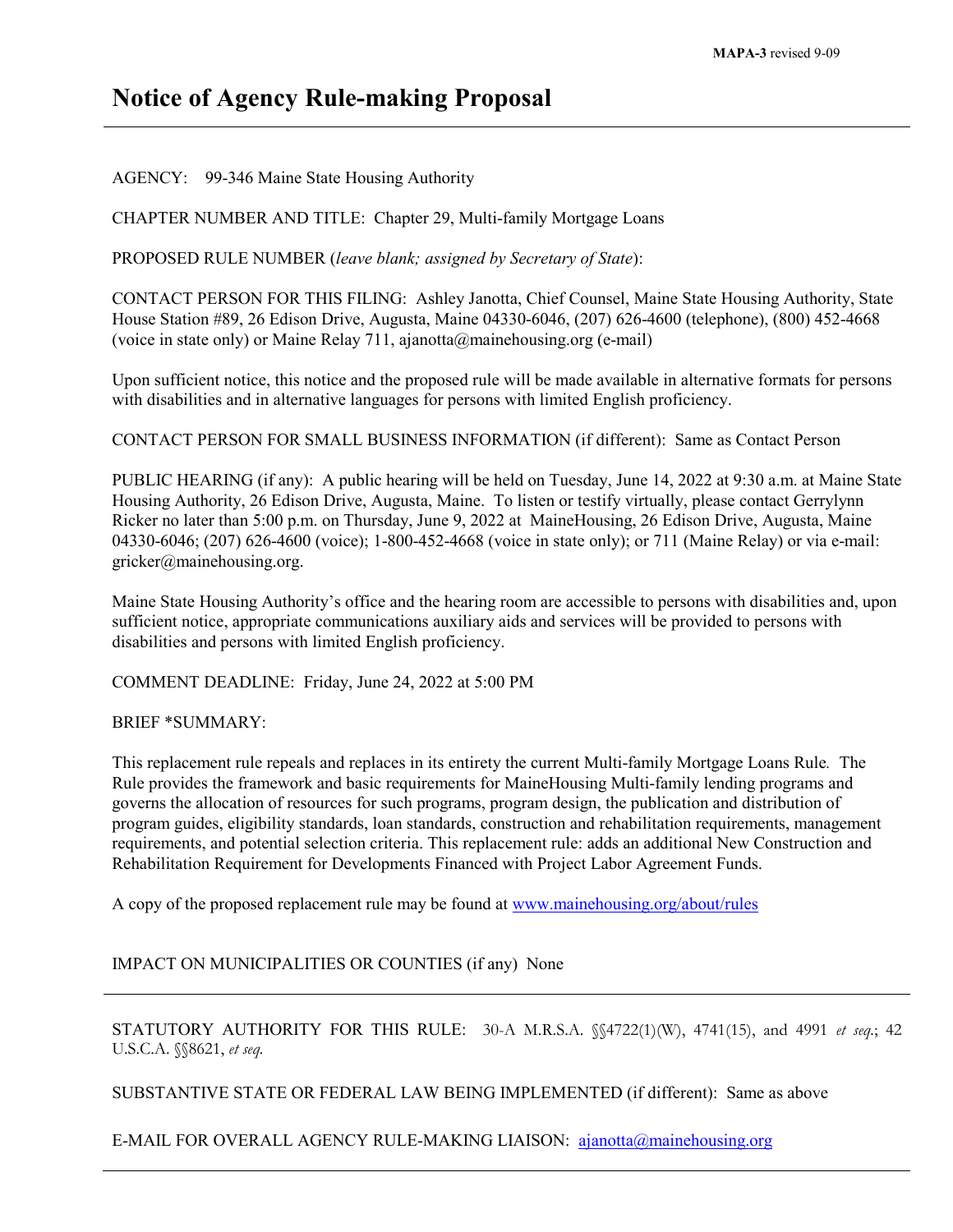**MAPA-3** revised 9-09

# Notice of Agency Rule-making Proposal

---

AGENCY: 99-346 Maine State Housing Authority

CHAPTER NUMBER AND TITLE: Chapter 29, Multi-family Mortgage Loans

PROPOSED RULE NUMBER (*leave blank; assigned by Secretary of State*):

CONTACT PERSON FOR THIS FILING: Ashley Janotta, Chief Counsel, Maine State Housing Authority, State House Station #89, 26 Edison Drive, Augusta, Maine 04330-6046, (207) 626-4600 (telephone), (800) 452-4668 (voice in state only) or Maine Relay 711, ajanotta@mainehousing.org (e-mail)

Upon sufficient notice, this notice and the proposed rule will be made available in alternative formats for persons with disabilities and in alternative languages for persons with limited English proficiency.

CONTACT PERSON FOR SMALL BUSINESS INFORMATION (if different): Same as Contact Person

PUBLIC HEARING (if any): A public hearing will be held on Tuesday, June 14, 2022 at 9:30 a.m. at Maine State Housing Authority, 26 Edison Drive, Augusta, Maine. To listen or testify virtually, please contact Gerrylynn Ricker no later than 5:00 p.m. on Thursday, June 9, 2022 at MaineHousing, 26 Edison Drive, Augusta, Maine 04330-6046; (207) 626-4600 (voice); 1-800-452-4668 (voice in state only); or 711 (Maine Relay) or via e-mail: gricker@mainehousing.org.

Maine State Housing Authority's office and the hearing room are accessible to persons with disabilities and, upon sufficient notice, appropriate communications auxiliary aids and services will be provided to persons with disabilities and persons with limited English proficiency.

COMMENT DEADLINE: Friday, June 24, 2022 at 5:00 PM

BRIEF *SUMMARY:

This replacement rule repeals and replaces in its entirety the current Multi-family Mortgage Loans Rule. The Rule provides the framework and basic requirements for MaineHousing Multi-family lending programs and governs the allocation of resources for such programs, program design, the publication and distribution of program guides, eligibility standards, loan standards, construction and rehabilitation requirements, management requirements, and potential selection criteria. This replacement rule: adds an additional New Construction and Rehabilitation Requirement for Developments Financed with Project Labor Agreement Funds.

A copy of the proposed replacement rule may be found at [www.mainehousing.org/about/rules](www.mainehousing.org/about/rules)

IMPACT ON MUNICIPALITIES OR COUNTIES (if any) None

---

STATUTORY AUTHORITY FOR THIS RULE: 30-A M.R.S.A. §§4722(1)(W), 4741(15), and 4991 *et seq*.; 42 U.S.C.A. §§8621, *et seq*.

SUBSTANTIVE STATE OR FEDERAL LAW BEING IMPLEMENTED (if different): Same as above

E-MAIL FOR OVERALL AGENCY RULE-MAKING LIAISON: ajanotta@mainehousing.org

---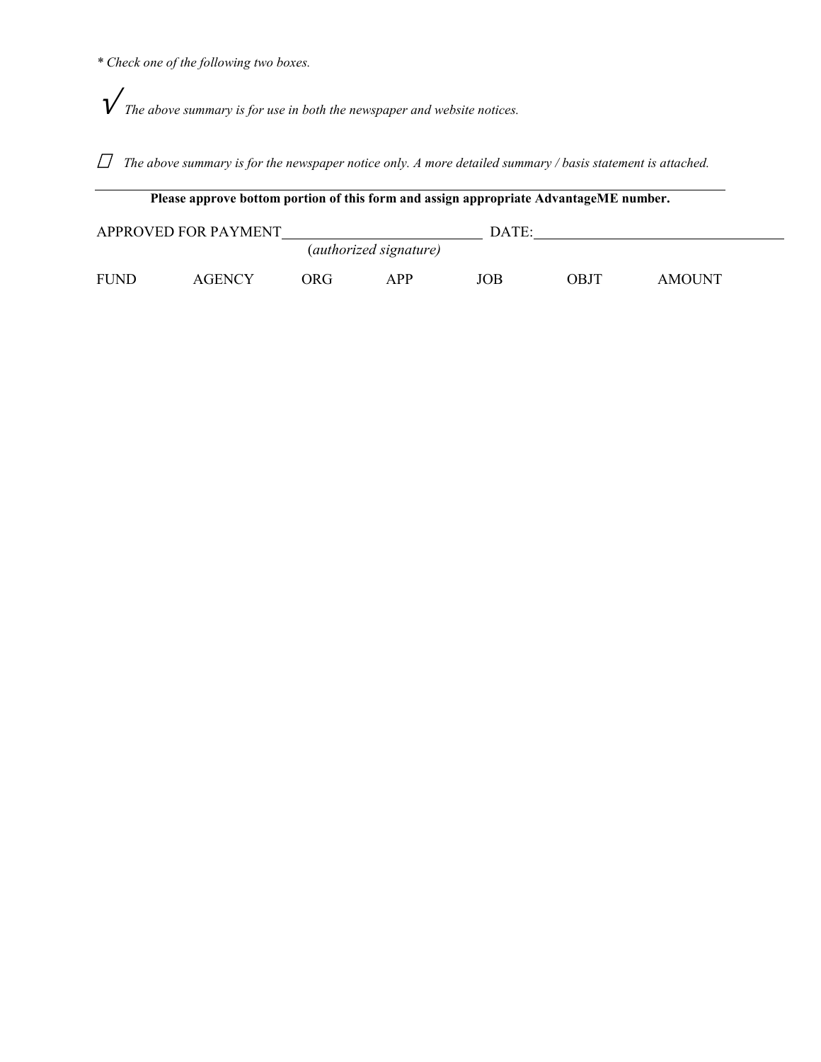*\* Check one of the following two boxes.*

√ *The above summary is for use in both the newspaper and website notices.*

☐ *The above summary is for the newspaper notice only. A more detailed summary / basis statement is attached.*

---

**Please approve bottom portion of this form and assign appropriate AdvantageME number.**

APPROVED FOR PAYMENT\_\_\_\_\_\_\_\_\_\_\_\_\_\_\_\_\_\_\_\_\_\_\_\_\_\_\_\_ DATE:\_\_\_\_\_\_\_\_\_\_\_\_\_\_\_\_\_\_\_\_\_\_\_\_\_\_\_\_\_\_\_\_\_\_\_\_

(*authorized signature)*

| FUND | AGENCY | ORG | APP | JOB | OBJT | AMOUNT |
| --- | --- | --- | --- | --- | --- | --- |